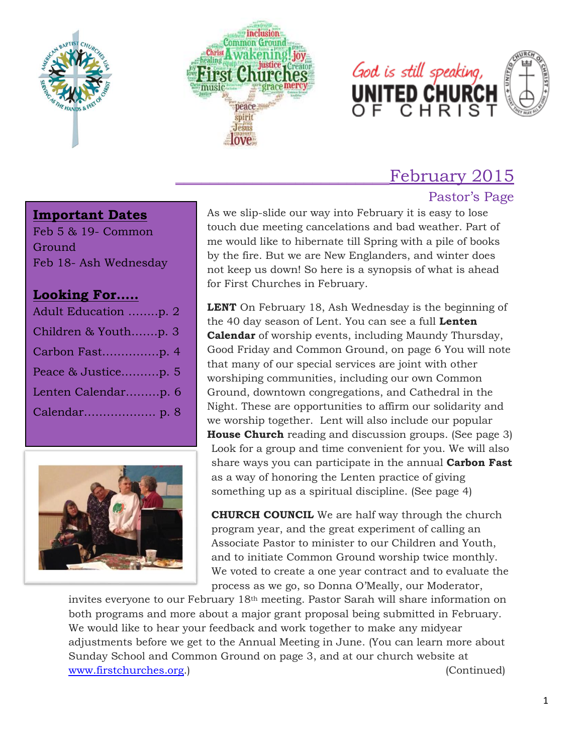# February 2015

## Pastor's Page

**Important Dates**

Feb 5 & 19- Common Ground

Feb 18- Ash Wednesday

**Looking For.....**

- Adult Education ........p. 2
- Children & Youth.......p. 3
- Carbon Fast...............p. 4
- Peace & Justice..........p. 5
- Lenten Calendar.........p. 6
- Calendar................... p. 8

As we slip-slide our way into February it is easy to lose touch due meeting cancelations and bad weather. Part of me would like to hibernate till Spring with a pile of books by the fire. But we are New Englanders, and winter does not keep us down! So here is a synopsis of what is ahead for First Churches in February.

**LENT** On February 18, Ash Wednesday is the beginning of the 40 day season of Lent. You can see a full **Lenten Calendar** of worship events, including Maundy Thursday, Good Friday and Common Ground, on page 6 You will note that many of our special services are joint with other worshiping communities, including our own Common Ground, downtown congregations, and Cathedral in the Night. These are opportunities to affirm our solidarity and we worship together. Lent will also include our popular **House Church** reading and discussion groups. (See page 3) Look for a group and time convenient for you. We will also share ways you can participate in the annual **Carbon Fast** as a way of honoring the Lenten practice of giving something up as a spiritual discipline. (See page 4)

**CHURCH COUNCIL** We are half way through the church program year, and the great experiment of calling an Associate Pastor to minister to our Children and Youth, and to initiate Common Ground worship twice monthly. We voted to create a one year contract and to evaluate the process as we go, so Donna O'Meally, our Moderator, invites everyone to our February 18th meeting. Pastor Sarah will share information on both programs and more about a major grant proposal being submitted in February. We would like to hear your feedback and work together to make any midyear adjustments before we get to the Annual Meeting in June. (You can learn more about Sunday School and Common Ground on page 3, and at our church website at www.firstchurches.org.) (Continued)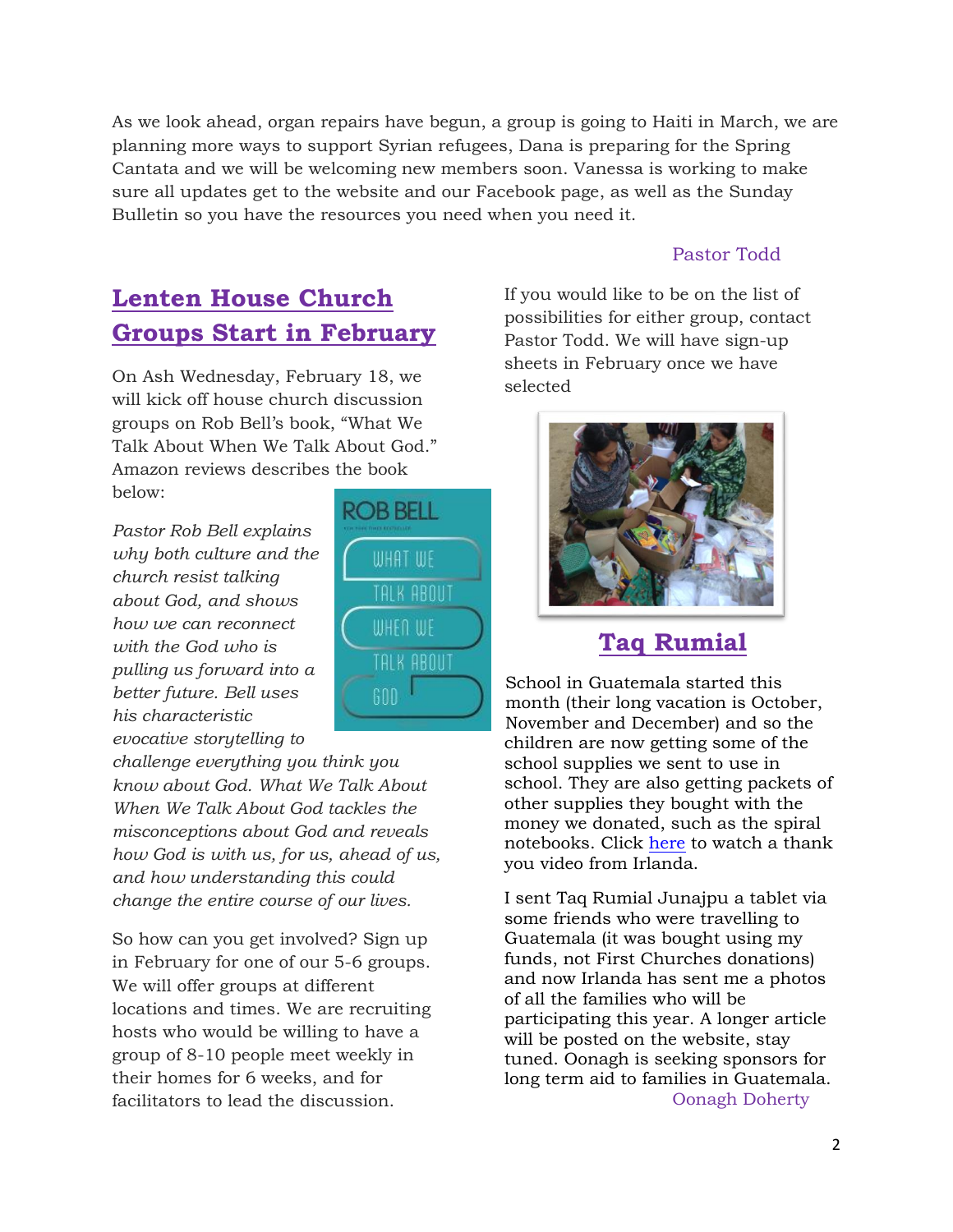As we look ahead, organ repairs have begun, a group is going to Haiti in March, we are planning more ways to support Syrian refugees, Dana is preparing for the Spring Cantata and we will be welcoming new members soon. Vanessa is working to make sure all updates get to the website and our Facebook page, as well as the Sunday Bulletin so you have the resources you need when you need it.

Pastor Todd

## Lenten House Church Groups Start in February

On Ash Wednesday, February 18, we will kick off house church discussion groups on Rob Bell's book, "What We Talk About When We Talk About God." Amazon reviews describes the book below:

*Pastor Rob Bell explains why both culture and the church resist talking about God, and shows how we can reconnect with the God who is pulling us forward into a better future. Bell uses his characteristic evocative storytelling to challenge everything you think you know about God. What We Talk About When We Talk About God tackles the misconceptions about God and reveals how God is with us, for us, ahead of us, and how understanding this could change the entire course of our lives.*

So how can you get involved? Sign up in February for one of our 5-6 groups. We will offer groups at different locations and times. We are recruiting hosts who would be willing to have a group of 8-10 people meet weekly in their homes for 6 weeks, and for facilitators to lead the discussion.

If you would like to be on the list of possibilities for either group, contact Pastor Todd. We will have sign-up sheets in February once we have selected

## Taq Rumial

School in Guatemala started this month (their long vacation is October, November and December) and so the children are now getting some of the school supplies we sent to use in school. They are also getting packets of other supplies they bought with the money we donated, such as the spiral notebooks. Click here to watch a thank you video from Irlanda.

I sent Taq Rumial Junajpu a tablet via some friends who were travelling to Guatemala (it was bought using my funds, not First Churches donations) and now Irlanda has sent me a photos of all the families who will be participating this year. A longer article will be posted on the website, stay tuned. Oonagh is seeking sponsors for long term aid to families in Guatemala.

Oonagh Doherty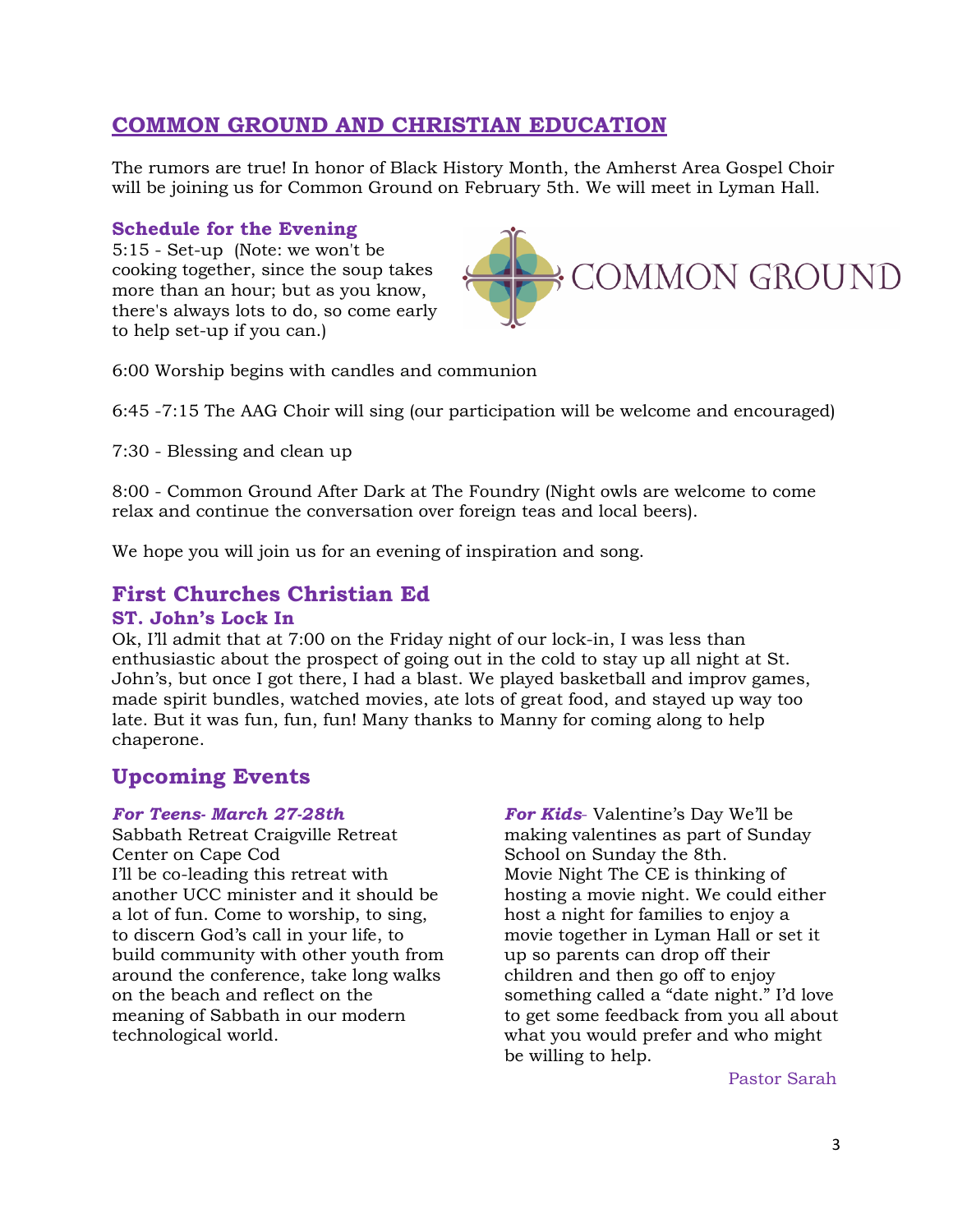## COMMON GROUND AND CHRISTIAN EDUCATION

The rumors are true! In honor of Black History Month, the Amherst Area Gospel Choir will be joining us for Common Ground on February 5th. We will meet in Lyman Hall.

### Schedule for the Evening

5:15 - Set-up (Note: we won't be cooking together, since the soup takes more than an hour; but as you know, there's always lots to do, so come early to help set-up if you can.)

6:00 Worship begins with candles and communion

6:45 -7:15 The AAG Choir will sing (our participation will be welcome and encouraged)

7:30 - Blessing and clean up

8:00 - Common Ground After Dark at The Foundry (Night owls are welcome to come relax and continue the conversation over foreign teas and local beers).

We hope you will join us for an evening of inspiration and song.

## First Churches Christian Ed

### ST. John's Lock In

Ok, I'll admit that at 7:00 on the Friday night of our lock-in, I was less than enthusiastic about the prospect of going out in the cold to stay up all night at St. John's, but once I got there, I had a blast. We played basketball and improv games, made spirit bundles, watched movies, ate lots of great food, and stayed up way too late. But it was fun, fun, fun! Many thanks to Manny for coming along to help chaperone.

## Upcoming Events

***For Teens- March 27-28th***

Sabbath Retreat Craigville Retreat Center on Cape Cod

I'll be co-leading this retreat with another UCC minister and it should be a lot of fun. Come to worship, to sing, to discern God's call in your life, to build community with other youth from around the conference, take long walks on the beach and reflect on the meaning of Sabbath in our modern technological world.

***For Kids***- Valentine's Day We'll be making valentines as part of Sunday School on Sunday the 8th.

Movie Night The CE is thinking of hosting a movie night. We could either host a night for families to enjoy a movie together in Lyman Hall or set it up so parents can drop off their children and then go off to enjoy something called a "date night." I'd love to get some feedback from you all about what you would prefer and who might be willing to help.

Pastor Sarah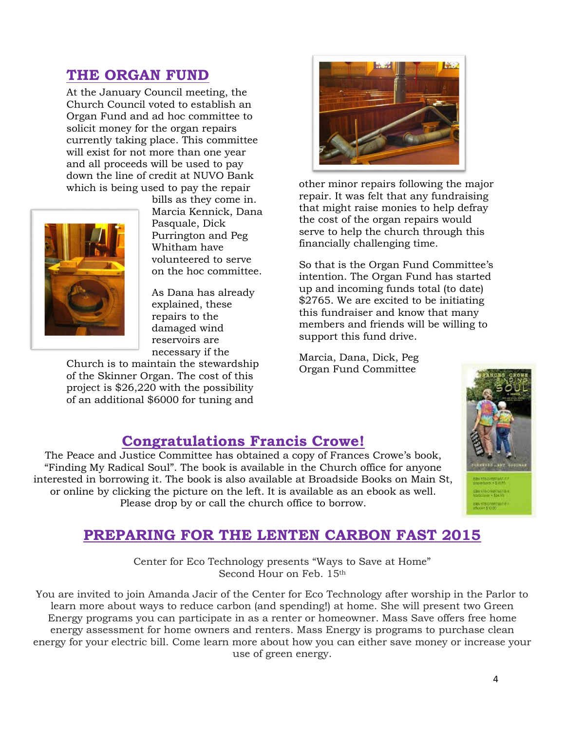## THE ORGAN FUND

At the January Council meeting, the Church Council voted to establish an Organ Fund and ad hoc committee to solicit money for the organ repairs currently taking place. This committee will exist for not more than one year and all proceeds will be used to pay down the line of credit at NUVO Bank which is being used to pay the repair bills as they come in. Marcia Kennick, Dana Pasquale, Dick Purrington and Peg Whitham have volunteered to serve on the hoc committee.

As Dana has already explained, these repairs to the damaged wind reservoirs are necessary if the Church is to maintain the stewardship of the Skinner Organ. The cost of this project is $26,220 with the possibility of an additional $6000 for tuning and other minor repairs following the major repair. It was felt that any fundraising that might raise monies to help defray the cost of the organ repairs would serve to help the church through this financially challenging time.

So that is the Organ Fund Committee's intention. The Organ Fund has started up and incoming funds total (to date) $2765. We are excited to be initiating this fundraiser and know that many members and friends will be willing to support this fund drive.

Marcia, Dana, Dick, Peg
Organ Fund Committee

## Congratulations Francis Crowe!

The Peace and Justice Committee has obtained a copy of Frances Crowe's book, "Finding My Radical Soul". The book is available in the Church office for anyone interested in borrowing it. The book is also available at Broadside Books on Main St, or online by clicking the picture on the left. It is available as an ebook as well. Please drop by or call the church office to borrow.

## PREPARING FOR THE LENTEN CARBON FAST 2015

Center for Eco Technology presents "Ways to Save at Home"
Second Hour on Feb. 15th

You are invited to join Amanda Jacir of the Center for Eco Technology after worship in the Parlor to learn more about ways to reduce carbon (and spending!) at home. She will present two Green Energy programs you can participate in as a renter or homeowner. Mass Save offers free home energy assessment for home owners and renters. Mass Energy is programs to purchase clean energy for your electric bill. Come learn more about how you can either save money or increase your use of green energy.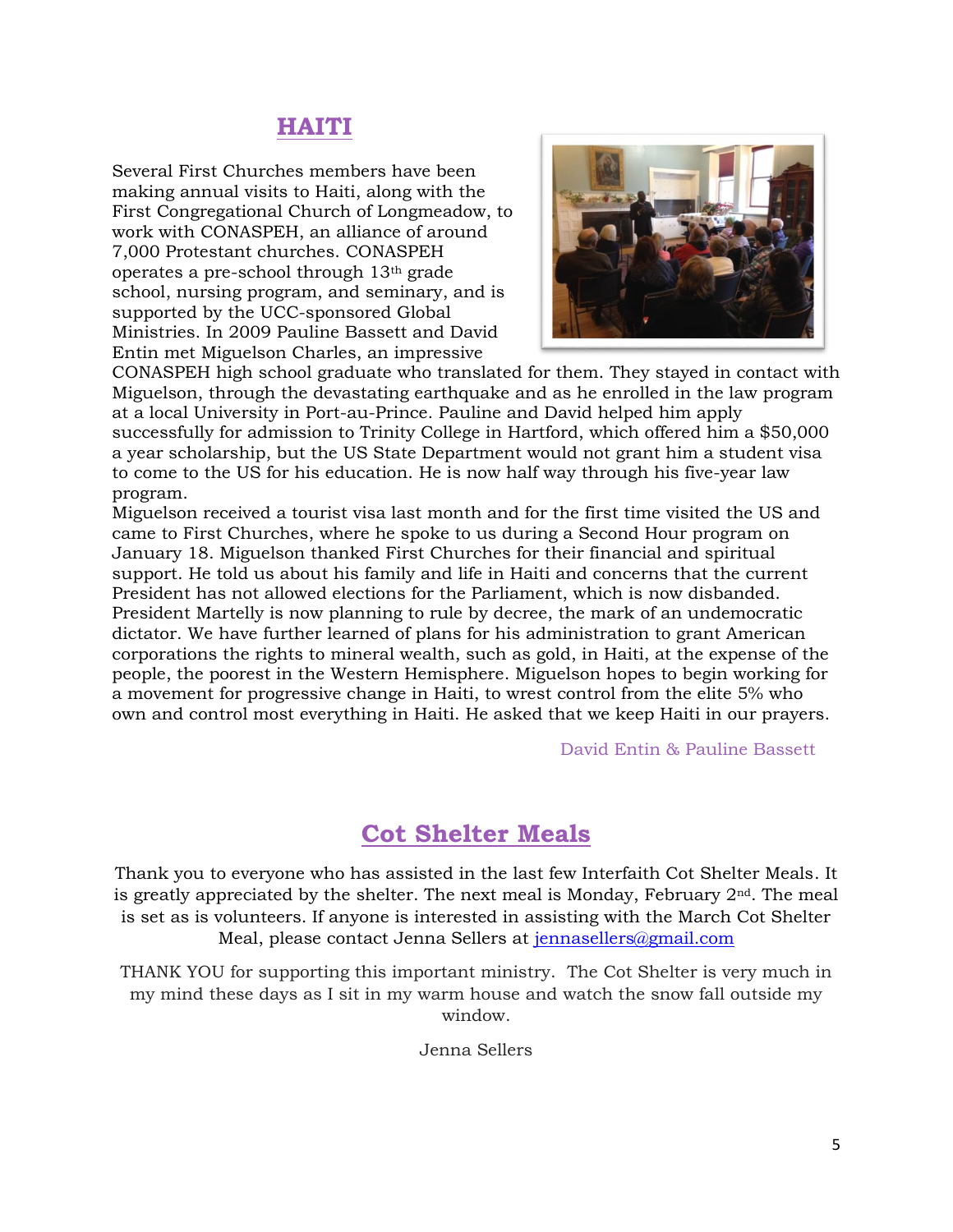## HAITI

Several First Churches members have been making annual visits to Haiti, along with the First Congregational Church of Longmeadow, to work with CONASPEH, an alliance of around 7,000 Protestant churches. CONASPEH operates a pre-school through 13th grade school, nursing program, and seminary, and is supported by the UCC-sponsored Global Ministries. In 2009 Pauline Bassett and David Entin met Miguelson Charles, an impressive CONASPEH high school graduate who translated for them. They stayed in contact with Miguelson, through the devastating earthquake and as he enrolled in the law program at a local University in Port-au-Prince. Pauline and David helped him apply successfully for admission to Trinity College in Hartford, which offered him a $50,000 a year scholarship, but the US State Department would not grant him a student visa to come to the US for his education. He is now half way through his five-year law program.

Miguelson received a tourist visa last month and for the first time visited the US and came to First Churches, where he spoke to us during a Second Hour program on January 18. Miguelson thanked First Churches for their financial and spiritual support. He told us about his family and life in Haiti and concerns that the current President has not allowed elections for the Parliament, which is now disbanded. President Martelly is now planning to rule by decree, the mark of an undemocratic dictator. We have further learned of plans for his administration to grant American corporations the rights to mineral wealth, such as gold, in Haiti, at the expense of the people, the poorest in the Western Hemisphere. Miguelson hopes to begin working for a movement for progressive change in Haiti, to wrest control from the elite 5% who own and control most everything in Haiti. He asked that we keep Haiti in our prayers.

David Entin & Pauline Bassett

## Cot Shelter Meals

Thank you to everyone who has assisted in the last few Interfaith Cot Shelter Meals. It is greatly appreciated by the shelter. The next meal is Monday, February 2nd. The meal is set as is volunteers. If anyone is interested in assisting with the March Cot Shelter Meal, please contact Jenna Sellers at jennasellers@gmail.com

THANK YOU for supporting this important ministry. The Cot Shelter is very much in my mind these days as I sit in my warm house and watch the snow fall outside my window.

Jenna Sellers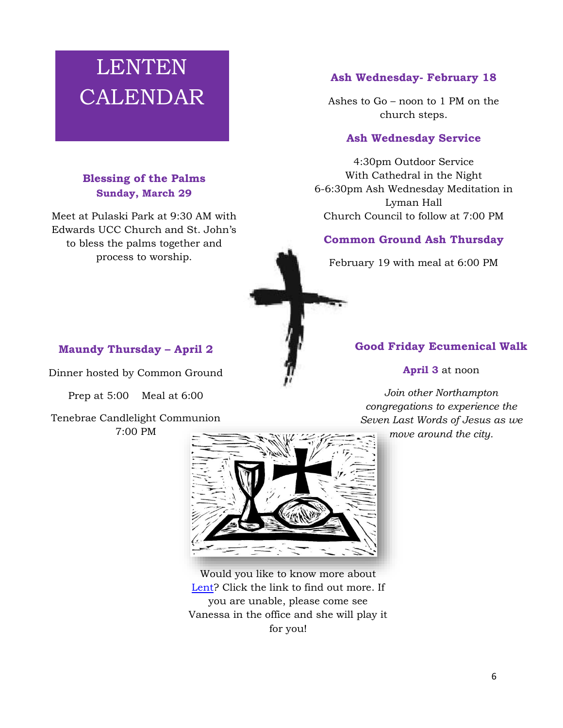# LENTEN CALENDAR

### Ash Wednesday- February 18

Ashes to Go – noon to 1 PM on the church steps.

### Ash Wednesday Service

4:30pm Outdoor Service
With Cathedral in the Night
6-6:30pm Ash Wednesday Meditation in Lyman Hall
Church Council to follow at 7:00 PM

### Common Ground Ash Thursday

February 19 with meal at 6:00 PM

### Blessing of the Palms
### Sunday, March 29

Meet at Pulaski Park at 9:30 AM with Edwards UCC Church and St. John's to bless the palms together and process to worship.

### Maundy Thursday – April 2

Dinner hosted by Common Ground

Prep at 5:00    Meal at 6:00

Tenebrae Candlelight Communion
7:00 PM

### Good Friday Ecumenical Walk

**April 3** at noon

*Join other Northampton congregations to experience the Seven Last Words of Jesus as we move around the city.*

Would you like to know more about [Lent]? Click the link to find out more. If you are unable, please come see Vanessa in the office and she will play it for you!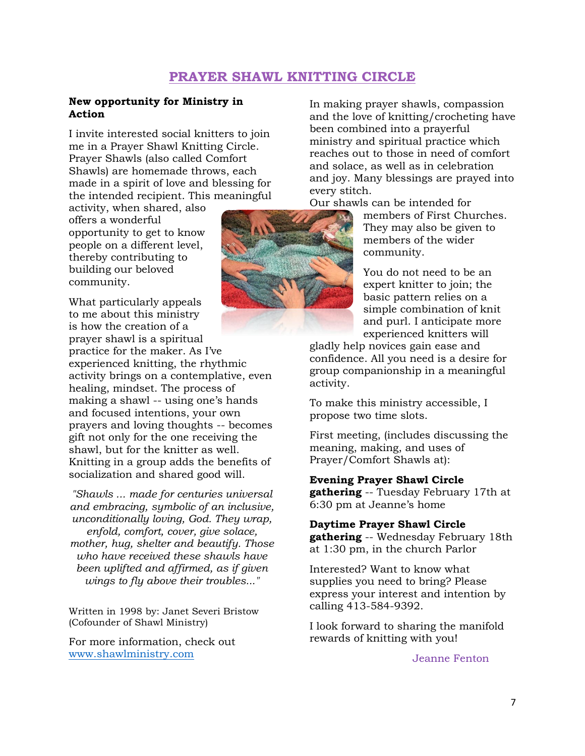## PRAYER SHAWL KNITTING CIRCLE

**New opportunity for Ministry in Action**

I invite interested social knitters to join me in a Prayer Shawl Knitting Circle. Prayer Shawls (also called Comfort Shawls) are homemade throws, each made in a spirit of love and blessing for the intended recipient. This meaningful activity, when shared, also offers a wonderful opportunity to get to know people on a different level, thereby contributing to building our beloved community.

What particularly appeals to me about this ministry is how the creation of a prayer shawl is a spiritual practice for the maker. As I've experienced knitting, the rhythmic activity brings on a contemplative, even healing, mindset. The process of making a shawl -- using one's hands and focused intentions, your own prayers and loving thoughts -- becomes gift not only for the one receiving the shawl, but for the knitter as well. Knitting in a group adds the benefits of socialization and shared good will.

*"Shawls ... made for centuries universal and embracing, symbolic of an inclusive, unconditionally loving, God. They wrap, enfold, comfort, cover, give solace, mother, hug, shelter and beautify. Those who have received these shawls have been uplifted and affirmed, as if given wings to fly above their troubles..."*

Written in 1998 by: Janet Severi Bristow (Cofounder of Shawl Ministry)

For more information, check out www.shawlministry.com

In making prayer shawls, compassion and the love of knitting/crocheting have been combined into a prayerful ministry and spiritual practice which reaches out to those in need of comfort and solace, as well as in celebration and joy. Many blessings are prayed into every stitch.

Our shawls can be intended for members of First Churches. They may also be given to members of the wider community.

You do not need to be an expert knitter to join; the basic pattern relies on a simple combination of knit and purl. I anticipate more experienced knitters will gladly help novices gain ease and confidence. All you need is a desire for group companionship in a meaningful activity.

To make this ministry accessible, I propose two time slots.

First meeting, (includes discussing the meaning, making, and uses of Prayer/Comfort Shawls at):

**Evening Prayer Shawl Circle gathering** -- Tuesday February 17th at 6:30 pm at Jeanne's home

**Daytime Prayer Shawl Circle gathering** -- Wednesday February 18th at 1:30 pm, in the church Parlor

Interested? Want to know what supplies you need to bring? Please express your interest and intention by calling 413-584-9392.

I look forward to sharing the manifold rewards of knitting with you!

Jeanne Fenton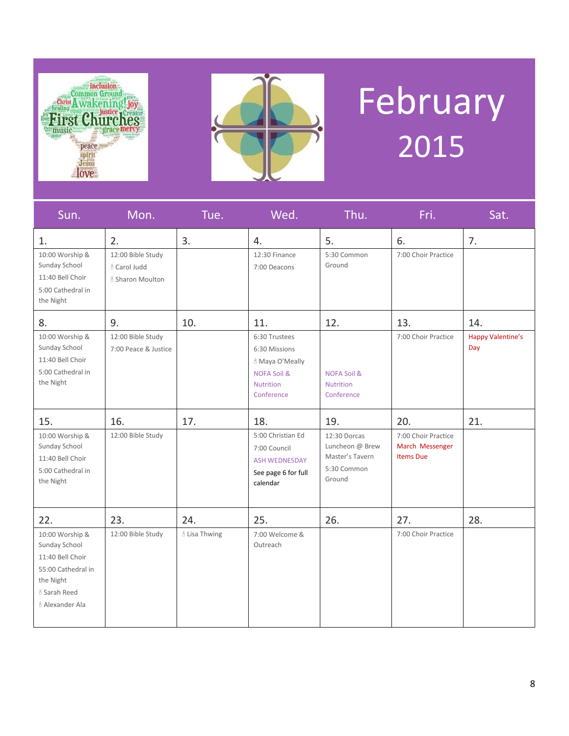# February 2015

| Sun. | Mon. | Tue. | Wed. | Thu. | Fri. | Sat. |
|---|---|---|---|---|---|---|
| 1. | 2. | 3. | 4. | 5. | 6. | 7. |
| 10:00 Worship & Sunday School<br>11:40 Bell Choir<br>5:00 Cathedral in the Night | 12:00 Bible Study<br>🕯 Carol Judd<br>🕯 Sharon Moulton | | 12:30 Finance<br>7:00 Deacons | 5:30 Common Ground | 7:00 Choir Practice | |
| 8. | 9. | 10. | 11. | 12. | 13. | 14. |
| 10:00 Worship & Sunday School<br>11:40 Bell Choir<br>5:00 Cathedral in the Night | 12:00 Bible Study<br>7:00 Peace & Justice | | 6:30 Trustees<br>6:30 Missions<br>🕯 Maya O'Meally<br>NOFA Soil & Nutrition Conference | NOFA Soil & Nutrition Conference | 7:00 Choir Practice | Happy Valentine's Day |
| 15. | 16. | 17. | 18. | 19. | 20. | 21. |
| 10:00 Worship & Sunday School<br>11:40 Bell Choir<br>5:00 Cathedral in the Night | 12:00 Bible Study | | 5:00 Christian Ed<br>7:00 Council<br>ASH WEDNESDAY<br>See page 6 for full calendar | 12:30 Dorcas Luncheon @ Brew Master's Tavern<br>5:30 Common Ground | 7:00 Choir Practice<br>March Messenger Items Due | |
| 22. | 23. | 24. | 25. | 26. | 27. | 28. |
| 10:00 Worship & Sunday School<br>11:40 Bell Choir<br>55:00 Cathedral in the Night<br>🕯 Sarah Reed<br>🕯 Alexander Ala | 12:00 Bible Study | 🕯 Lisa Thwing | 7:00 Welcome & Outreach | | 7:00 Choir Practice | |